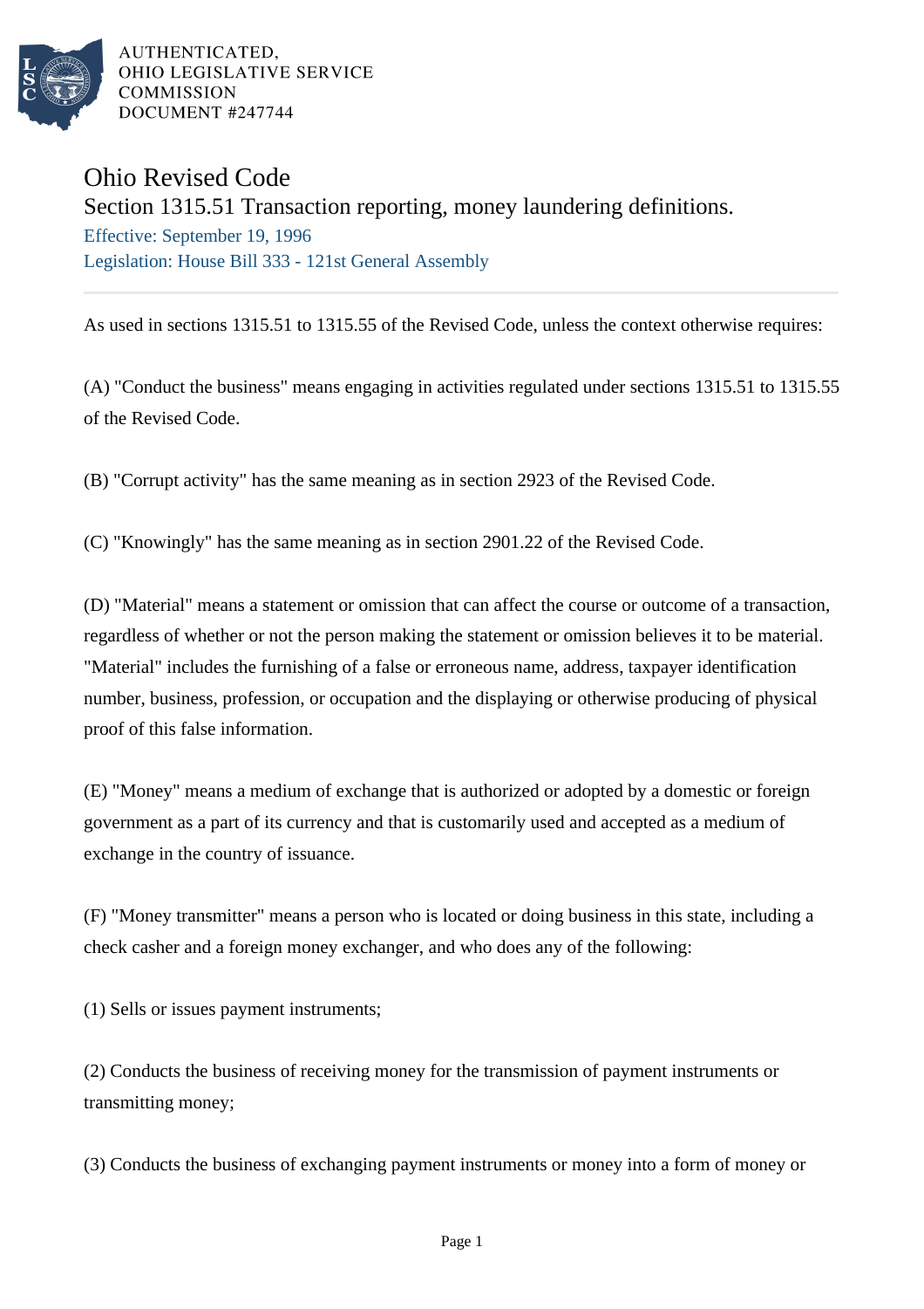AUTHENTICATED,
OHIO LEGISLATIVE SERVICE
COMMISSION
DOCUMENT #247744

# Ohio Revised Code

## Section 1315.51 Transaction reporting, money laundering definitions.

Effective: September 19, 1996

Legislation: House Bill 333 - 121st General Assembly

---

As used in sections 1315.51 to 1315.55 of the Revised Code, unless the context otherwise requires:

(A) "Conduct the business" means engaging in activities regulated under sections 1315.51 to 1315.55 of the Revised Code.

(B) "Corrupt activity" has the same meaning as in section 2923 of the Revised Code.

(C) "Knowingly" has the same meaning as in section 2901.22 of the Revised Code.

(D) "Material" means a statement or omission that can affect the course or outcome of a transaction, regardless of whether or not the person making the statement or omission believes it to be material. "Material" includes the furnishing of a false or erroneous name, address, taxpayer identification number, business, profession, or occupation and the displaying or otherwise producing of physical proof of this false information.

(E) "Money" means a medium of exchange that is authorized or adopted by a domestic or foreign government as a part of its currency and that is customarily used and accepted as a medium of exchange in the country of issuance.

(F) "Money transmitter" means a person who is located or doing business in this state, including a check casher and a foreign money exchanger, and who does any of the following:

(1) Sells or issues payment instruments;

(2) Conducts the business of receiving money for the transmission of payment instruments or transmitting money;

(3) Conducts the business of exchanging payment instruments or money into a form of money or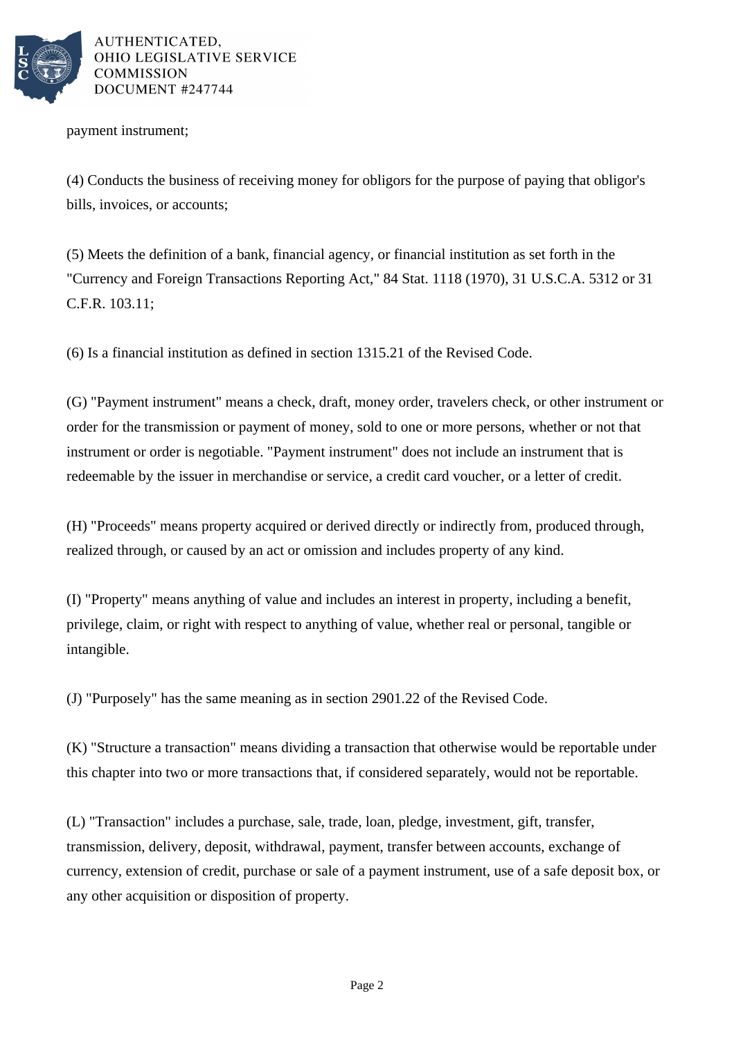payment instrument;

(4) Conducts the business of receiving money for obligors for the purpose of paying that obligor's bills, invoices, or accounts;

(5) Meets the definition of a bank, financial agency, or financial institution as set forth in the "Currency and Foreign Transactions Reporting Act," 84 Stat. 1118 (1970), 31 U.S.C.A. 5312 or 31 C.F.R. 103.11;

(6) Is a financial institution as defined in section 1315.21 of the Revised Code.

(G) "Payment instrument" means a check, draft, money order, travelers check, or other instrument or order for the transmission or payment of money, sold to one or more persons, whether or not that instrument or order is negotiable. "Payment instrument" does not include an instrument that is redeemable by the issuer in merchandise or service, a credit card voucher, or a letter of credit.

(H) "Proceeds" means property acquired or derived directly or indirectly from, produced through, realized through, or caused by an act or omission and includes property of any kind.

(I) "Property" means anything of value and includes an interest in property, including a benefit, privilege, claim, or right with respect to anything of value, whether real or personal, tangible or intangible.

(J) "Purposely" has the same meaning as in section 2901.22 of the Revised Code.

(K) "Structure a transaction" means dividing a transaction that otherwise would be reportable under this chapter into two or more transactions that, if considered separately, would not be reportable.

(L) "Transaction" includes a purchase, sale, trade, loan, pledge, investment, gift, transfer, transmission, delivery, deposit, withdrawal, payment, transfer between accounts, exchange of currency, extension of credit, purchase or sale of a payment instrument, use of a safe deposit box, or any other acquisition or disposition of property.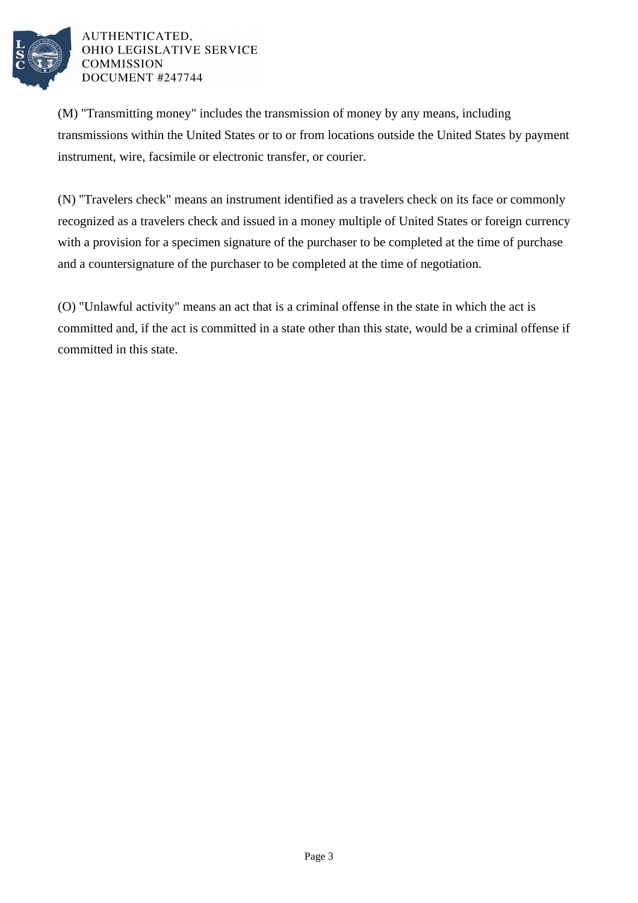(M) "Transmitting money" includes the transmission of money by any means, including transmissions within the United States or to or from locations outside the United States by payment instrument, wire, facsimile or electronic transfer, or courier.

(N) "Travelers check" means an instrument identified as a travelers check on its face or commonly recognized as a travelers check and issued in a money multiple of United States or foreign currency with a provision for a specimen signature of the purchaser to be completed at the time of purchase and a countersignature of the purchaser to be completed at the time of negotiation.

(O) "Unlawful activity" means an act that is a criminal offense in the state in which the act is committed and, if the act is committed in a state other than this state, would be a criminal offense if committed in this state.